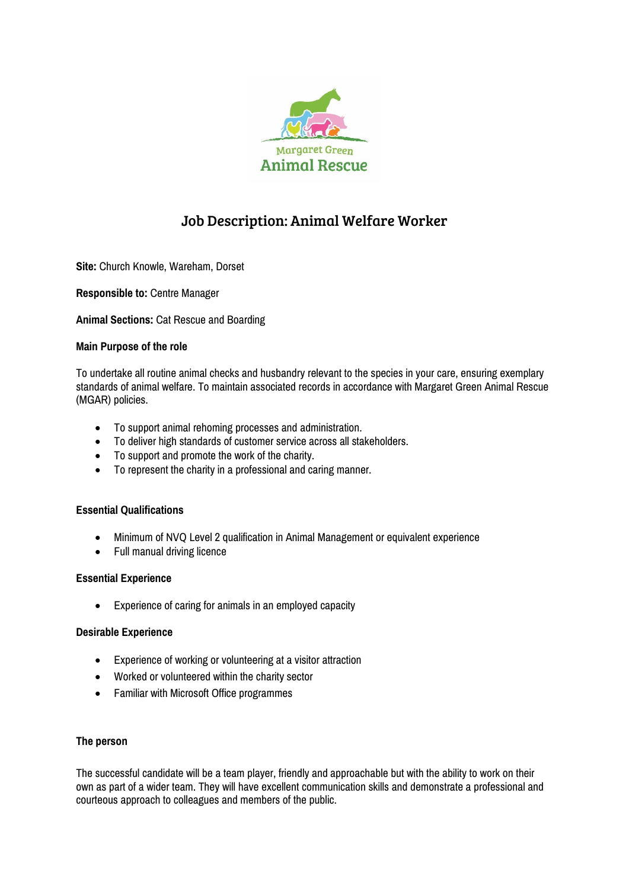Margaret Green
Animal Rescue

# Job Description: Animal Welfare Worker

**Site:** Church Knowle, Wareham, Dorset

**Responsible to:** Centre Manager

**Animal Sections:** Cat Rescue and Boarding

**Main Purpose of the role**

To undertake all routine animal checks and husbandry relevant to the species in your care, ensuring exemplary standards of animal welfare. To maintain associated records in accordance with Margaret Green Animal Rescue (MGAR) policies.

- To support animal rehoming processes and administration.
- To deliver high standards of customer service across all stakeholders.
- To support and promote the work of the charity.
- To represent the charity in a professional and caring manner.

**Essential Qualifications**

- Minimum of NVQ Level 2 qualification in Animal Management or equivalent experience
- Full manual driving licence

**Essential Experience**

- Experience of caring for animals in an employed capacity

**Desirable Experience**

- Experience of working or volunteering at a visitor attraction
- Worked or volunteered within the charity sector
- Familiar with Microsoft Office programmes

**The person**

The successful candidate will be a team player, friendly and approachable but with the ability to work on their own as part of a wider team. They will have excellent communication skills and demonstrate a professional and courteous approach to colleagues and members of the public.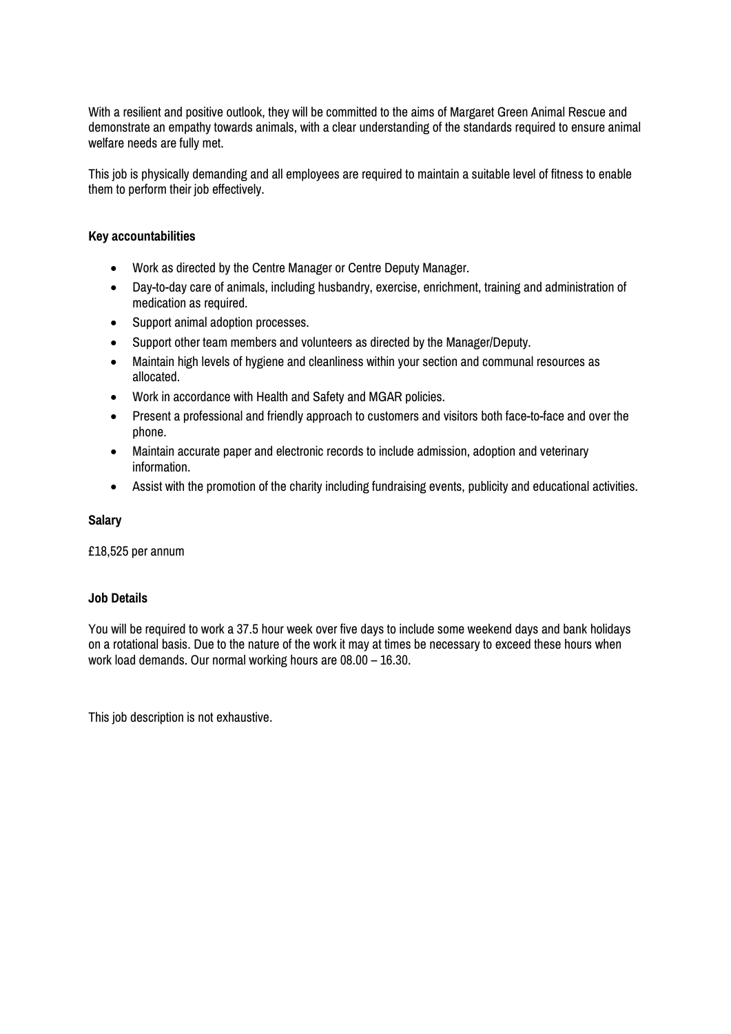With a resilient and positive outlook, they will be committed to the aims of Margaret Green Animal Rescue and demonstrate an empathy towards animals, with a clear understanding of the standards required to ensure animal welfare needs are fully met.

This job is physically demanding and all employees are required to maintain a suitable level of fitness to enable them to perform their job effectively.

**Key accountabilities**

- Work as directed by the Centre Manager or Centre Deputy Manager.
- Day-to-day care of animals, including husbandry, exercise, enrichment, training and administration of medication as required.
- Support animal adoption processes.
- Support other team members and volunteers as directed by the Manager/Deputy.
- Maintain high levels of hygiene and cleanliness within your section and communal resources as allocated.
- Work in accordance with Health and Safety and MGAR policies.
- Present a professional and friendly approach to customers and visitors both face-to-face and over the phone.
- Maintain accurate paper and electronic records to include admission, adoption and veterinary information.
- Assist with the promotion of the charity including fundraising events, publicity and educational activities.

**Salary**

£18,525 per annum

**Job Details**

You will be required to work a 37.5 hour week over five days to include some weekend days and bank holidays on a rotational basis. Due to the nature of the work it may at times be necessary to exceed these hours when work load demands. Our normal working hours are 08.00 – 16.30.

This job description is not exhaustive.